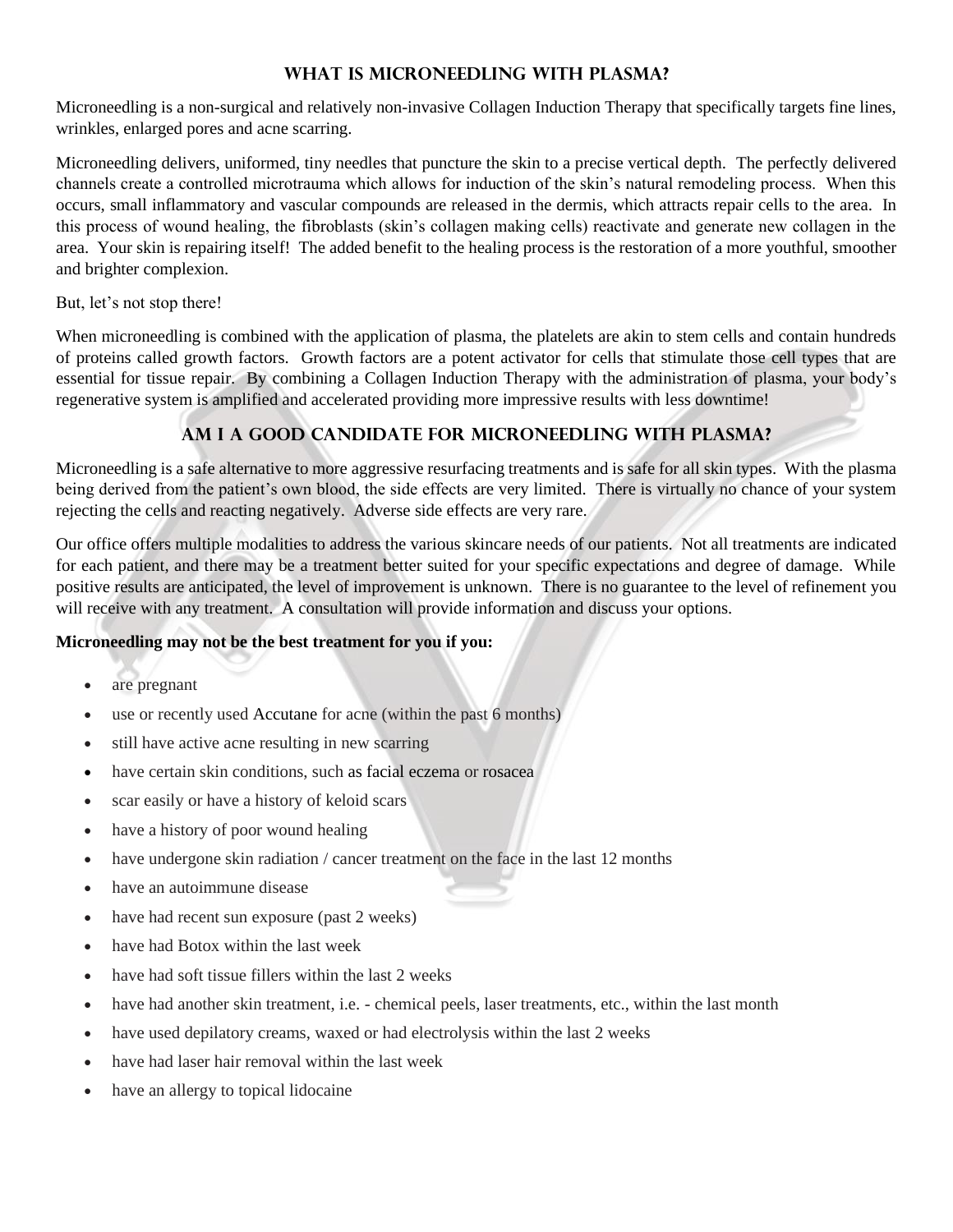## WHAT IS MICRONEEDLING WITH PLASMA?

Microneedling is a non-surgical and relatively non-invasive Collagen Induction Therapy that specifically targets fine lines, wrinkles, enlarged pores and acne scarring.

Microneedling delivers, uniformed, tiny needles that puncture the skin to a precise vertical depth. The perfectly delivered channels create a controlled microtrauma which allows for induction of the skin's natural remodeling process. When this occurs, small inflammatory and vascular compounds are released in the dermis, which attracts repair cells to the area. In this process of wound healing, the fibroblasts (skin's collagen making cells) reactivate and generate new collagen in the area. Your skin is repairing itself! The added benefit to the healing process is the restoration of a more youthful, smoother and brighter complexion.

But, let's not stop there!

When microneedling is combined with the application of plasma, the platelets are akin to stem cells and contain hundreds of proteins called growth factors. Growth factors are a potent activator for cells that stimulate those cell types that are essential for tissue repair. By combining a Collagen Induction Therapy with the administration of plasma, your body's regenerative system is amplified and accelerated providing more impressive results with less downtime!

## AM I A GOOD CANDIDATE FOR MICRONEEDLING WITH PLASMA?

Microneedling is a safe alternative to more aggressive resurfacing treatments and is safe for all skin types. With the plasma being derived from the patient's own blood, the side effects are very limited. There is virtually no chance of your system rejecting the cells and reacting negatively. Adverse side effects are very rare.

Our office offers multiple modalities to address the various skincare needs of our patients. Not all treatments are indicated for each patient, and there may be a treatment better suited for your specific expectations and degree of damage. While positive results are anticipated, the level of improvement is unknown. There is no guarantee to the level of refinement you will receive with any treatment. A consultation will provide information and discuss your options.

**Microneedling may not be the best treatment for you if you:**

- are pregnant
- use or recently used Accutane for acne (within the past 6 months)
- still have active acne resulting in new scarring
- have certain skin conditions, such as facial eczema or rosacea
- scar easily or have a history of keloid scars
- have a history of poor wound healing
- have undergone skin radiation / cancer treatment on the face in the last 12 months
- have an autoimmune disease
- have had recent sun exposure (past 2 weeks)
- have had Botox within the last week
- have had soft tissue fillers within the last 2 weeks
- have had another skin treatment, i.e. - chemical peels, laser treatments, etc., within the last month
- have used depilatory creams, waxed or had electrolysis within the last 2 weeks
- have had laser hair removal within the last week
- have an allergy to topical lidocaine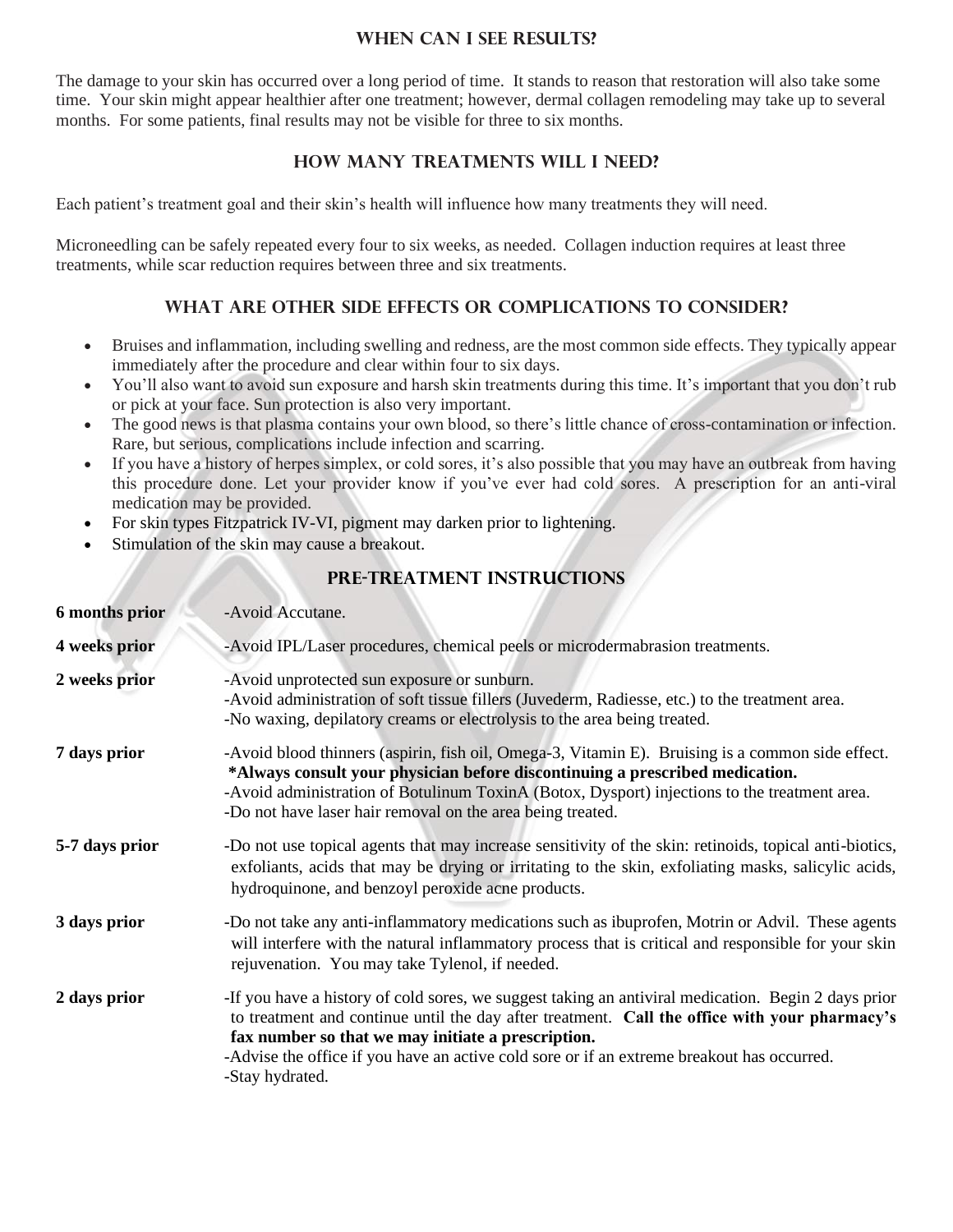## When Can I See Results?

The damage to your skin has occurred over a long period of time. It stands to reason that restoration will also take some time. Your skin might appear healthier after one treatment; however, dermal collagen remodeling may take up to several months. For some patients, final results may not be visible for three to six months.

## How Many Treatments Will I Need?

Each patient's treatment goal and their skin's health will influence how many treatments they will need.

Microneedling can be safely repeated every four to six weeks, as needed. Collagen induction requires at least three treatments, while scar reduction requires between three and six treatments.

## What Are Other Side Effects or Complications to Consider?

- Bruises and inflammation, including swelling and redness, are the most common side effects. They typically appear immediately after the procedure and clear within four to six days.
- You'll also want to avoid sun exposure and harsh skin treatments during this time. It's important that you don't rub or pick at your face. Sun protection is also very important.
- The good news is that plasma contains your own blood, so there's little chance of cross-contamination or infection. Rare, but serious, complications include infection and scarring.
- If you have a history of herpes simplex, or cold sores, it's also possible that you may have an outbreak from having this procedure done. Let your provider know if you've ever had cold sores. A prescription for an anti-viral medication may be provided.
- For skin types Fitzpatrick IV-VI, pigment may darken prior to lightening.
- Stimulation of the skin may cause a breakout.

## Pre-Treatment Instructions

**6 months prior**
-Avoid Accutane.

**4 weeks prior**
-Avoid IPL/Laser procedures, chemical peels or microdermabrasion treatments.

**2 weeks prior**
-Avoid unprotected sun exposure or sunburn.
-Avoid administration of soft tissue fillers (Juvederm, Radiesse, etc.) to the treatment area.
-No waxing, depilatory creams or electrolysis to the area being treated.

**7 days prior**
-Avoid blood thinners (aspirin, fish oil, Omega-3, Vitamin E). Bruising is a common side effect.
**\*Always consult your physician before discontinuing a prescribed medication.**
-Avoid administration of Botulinum ToxinA (Botox, Dysport) injections to the treatment area.
-Do not have laser hair removal on the area being treated.

**5-7 days prior**
-Do not use topical agents that may increase sensitivity of the skin: retinoids, topical anti-biotics, exfoliants, acids that may be drying or irritating to the skin, exfoliating masks, salicylic acids, hydroquinone, and benzoyl peroxide acne products.

**3 days prior**
-Do not take any anti-inflammatory medications such as ibuprofen, Motrin or Advil. These agents will interfere with the natural inflammatory process that is critical and responsible for your skin rejuvenation. You may take Tylenol, if needed.

**2 days prior**
-If you have a history of cold sores, we suggest taking an antiviral medication. Begin 2 days prior to treatment and continue until the day after treatment. **Call the office with your pharmacy's fax number so that we may initiate a prescription.**
-Advise the office if you have an active cold sore or if an extreme breakout has occurred.
-Stay hydrated.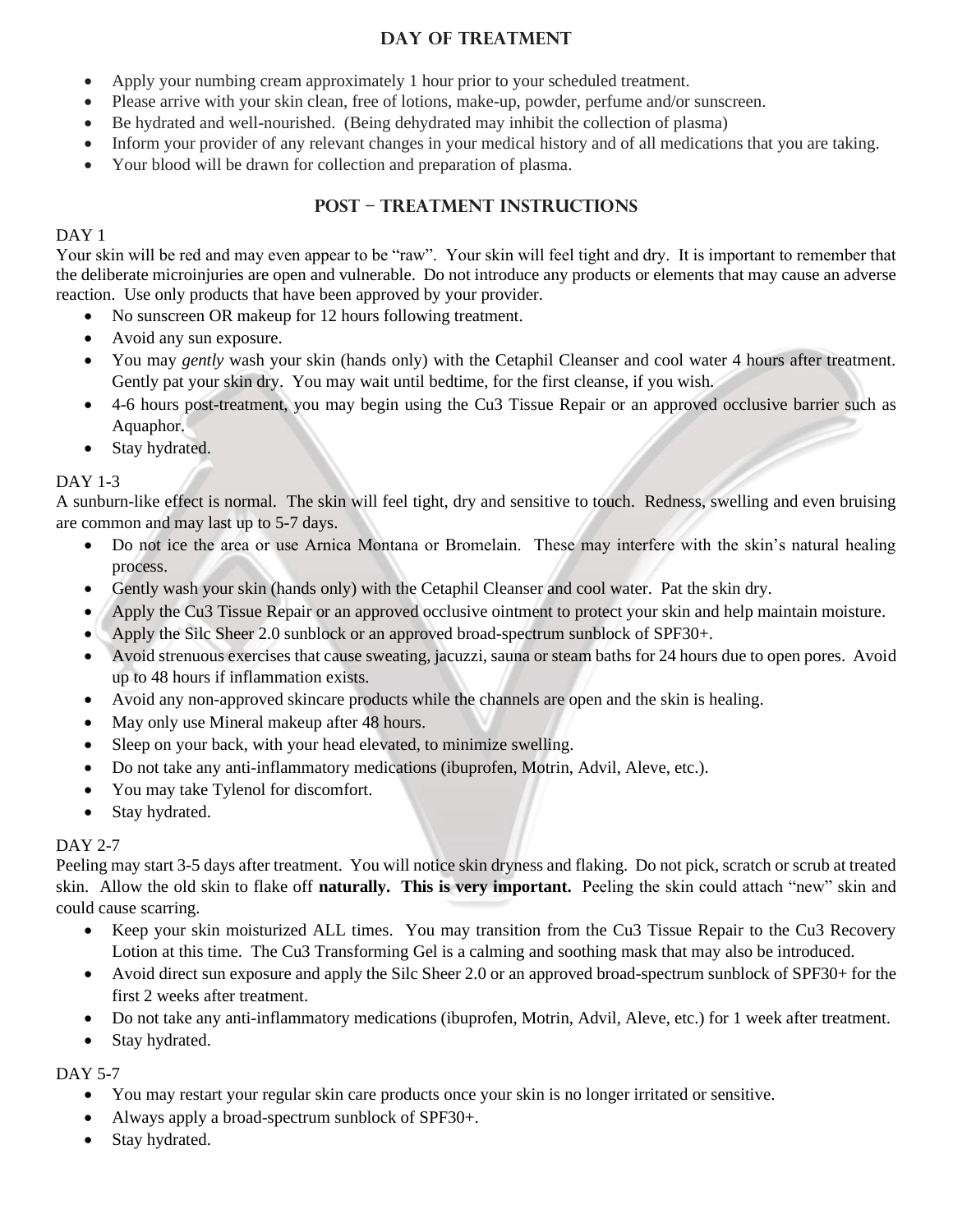## DAY OF TREATMENT

- Apply your numbing cream approximately 1 hour prior to your scheduled treatment.
- Please arrive with your skin clean, free of lotions, make-up, powder, perfume and/or sunscreen.
- Be hydrated and well-nourished. (Being dehydrated may inhibit the collection of plasma)
- Inform your provider of any relevant changes in your medical history and of all medications that you are taking.
- Your blood will be drawn for collection and preparation of plasma.

## POST – TREATMENT INSTRUCTIONS

DAY 1

Your skin will be red and may even appear to be "raw". Your skin will feel tight and dry. It is important to remember that the deliberate microinjuries are open and vulnerable. Do not introduce any products or elements that may cause an adverse reaction. Use only products that have been approved by your provider.

- No sunscreen OR makeup for 12 hours following treatment.
- Avoid any sun exposure.
- You may *gently* wash your skin (hands only) with the Cetaphil Cleanser and cool water 4 hours after treatment. Gently pat your skin dry. You may wait until bedtime, for the first cleanse, if you wish.
- 4-6 hours post-treatment, you may begin using the Cu3 Tissue Repair or an approved occlusive barrier such as Aquaphor.
- Stay hydrated.

DAY 1-3

A sunburn-like effect is normal. The skin will feel tight, dry and sensitive to touch. Redness, swelling and even bruising are common and may last up to 5-7 days.

- Do not ice the area or use Arnica Montana or Bromelain. These may interfere with the skin's natural healing process.
- Gently wash your skin (hands only) with the Cetaphil Cleanser and cool water. Pat the skin dry.
- Apply the Cu3 Tissue Repair or an approved occlusive ointment to protect your skin and help maintain moisture.
- Apply the Silc Sheer 2.0 sunblock or an approved broad-spectrum sunblock of SPF30+.
- Avoid strenuous exercises that cause sweating, jacuzzi, sauna or steam baths for 24 hours due to open pores. Avoid up to 48 hours if inflammation exists.
- Avoid any non-approved skincare products while the channels are open and the skin is healing.
- May only use Mineral makeup after 48 hours.
- Sleep on your back, with your head elevated, to minimize swelling.
- Do not take any anti-inflammatory medications (ibuprofen, Motrin, Advil, Aleve, etc.).
- You may take Tylenol for discomfort.
- Stay hydrated.

DAY 2-7

Peeling may start 3-5 days after treatment. You will notice skin dryness and flaking. Do not pick, scratch or scrub at treated skin. Allow the old skin to flake off **naturally. This is very important.** Peeling the skin could attach "new" skin and could cause scarring.

- Keep your skin moisturized ALL times. You may transition from the Cu3 Tissue Repair to the Cu3 Recovery Lotion at this time. The Cu3 Transforming Gel is a calming and soothing mask that may also be introduced.
- Avoid direct sun exposure and apply the Silc Sheer 2.0 or an approved broad-spectrum sunblock of SPF30+ for the first 2 weeks after treatment.
- Do not take any anti-inflammatory medications (ibuprofen, Motrin, Advil, Aleve, etc.) for 1 week after treatment.
- Stay hydrated.

DAY 5-7

- You may restart your regular skin care products once your skin is no longer irritated or sensitive.
- Always apply a broad-spectrum sunblock of SPF30+.
- Stay hydrated.